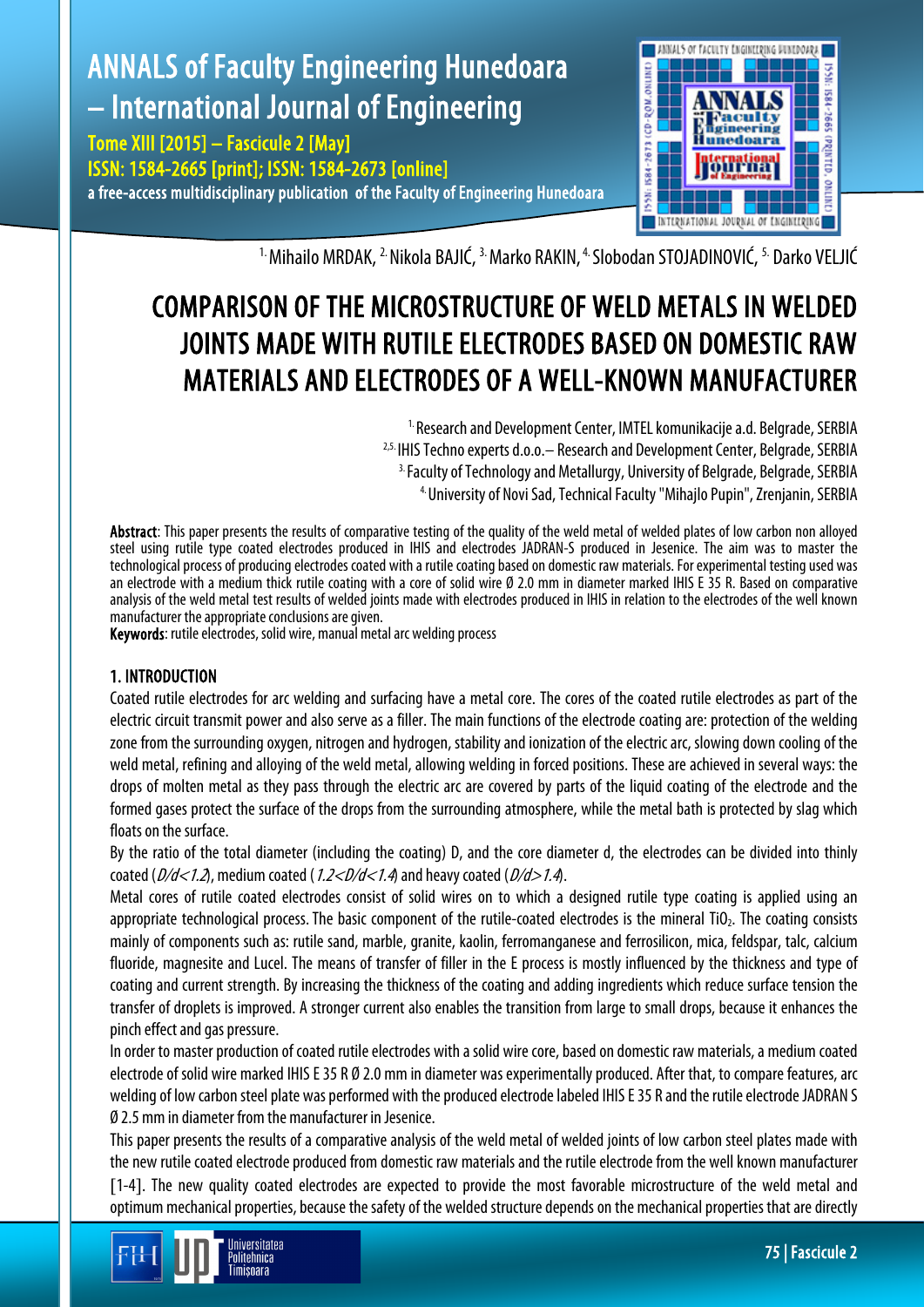[1.] Mihailo MRDAK, [2.] Nikola BAJIĆ, [3.] Marko RAKIN, [4.] Slobodan STOJADINOVIĆ, [5.] Darko VELJIĆ

# COMPARISON OF THE MICROSTRUCTURE OF WELD METALS IN WELDED JOINTS MADE WITH RUTILE ELECTRODES BASED ON DOMESTIC RAW MATERIALS AND ELECTRODES OF A WELL-KNOWN MANUFACTURER

[1.] Research and Development Center, IMTEL komunikacije a.d. Belgrade, SERBIA
[2,5.] IHIS Techno experts d.o.o.– Research and Development Center, Belgrade, SERBIA
[3.] Faculty of Technology and Metallurgy, University of Belgrade, Belgrade, SERBIA
[4.] University of Novi Sad, Technical Faculty "Mihajlo Pupin", Zrenjanin, SERBIA

**Abstract**: This paper presents the results of comparative testing of the quality of the weld metal of welded plates of low carbon non alloyed steel using rutile type coated electrodes produced in IHIS and electrodes JADRAN-S produced in Jesenice. The aim was to master the technological process of producing electrodes coated with a rutile coating based on domestic raw materials. For experimental testing used was an electrode with a medium thick rutile coating with a core of solid wire Ø 2.0 mm in diameter marked IHIS E 35 R. Based on comparative analysis of the weld metal test results of welded joints made with electrodes produced in IHIS in relation to the electrodes of the well known manufacturer the appropriate conclusions are given.

**Keywords**: rutile electrodes, solid wire, manual metal arc welding process

## 1. INTRODUCTION

Coated rutile electrodes for arc welding and surfacing have a metal core. The cores of the coated rutile electrodes as part of the electric circuit transmit power and also serve as a filler. The main functions of the electrode coating are: protection of the welding zone from the surrounding oxygen, nitrogen and hydrogen, stability and ionization of the electric arc, slowing down cooling of the weld metal, refining and alloying of the weld metal, allowing welding in forced positions. These are achieved in several ways: the drops of molten metal as they pass through the electric arc are covered by parts of the liquid coating of the electrode and the formed gases protect the surface of the drops from the surrounding atmosphere, while the metal bath is protected by slag which floats on the surface.

By the ratio of the total diameter (including the coating) D, and the core diameter d, the electrodes can be divided into thinly coated ($D/d<1.2$), medium coated ($1.2<D/d<1.4$) and heavy coated ($D/d>1.4$).

Metal cores of rutile coated electrodes consist of solid wires on to which a designed rutile type coating is applied using an appropriate technological process. The basic component of the rutile-coated electrodes is the mineral $TiO_2$. The coating consists mainly of components such as: rutile sand, marble, granite, kaolin, ferromanganese and ferrosilicon, mica, feldspar, talc, calcium fluoride, magnesite and Lucel. The means of transfer of filler in the E process is mostly influenced by the thickness and type of coating and current strength. By increasing the thickness of the coating and adding ingredients which reduce surface tension the transfer of droplets is improved. A stronger current also enables the transition from large to small drops, because it enhances the pinch effect and gas pressure.

In order to master production of coated rutile electrodes with a solid wire core, based on domestic raw materials, a medium coated electrode of solid wire marked IHIS E 35 R Ø 2.0 mm in diameter was experimentally produced. After that, to compare features, arc welding of low carbon steel plate was performed with the produced electrode labeled IHIS E 35 R and the rutile electrode JADRAN S Ø 2.5 mm in diameter from the manufacturer in Jesenice.

This paper presents the results of a comparative analysis of the weld metal of welded joints of low carbon steel plates made with the new rutile coated electrode produced from domestic raw materials and the rutile electrode from the well known manufacturer [1-4]. The new quality coated electrodes are expected to provide the most favorable microstructure of the weld metal and optimum mechanical properties, because the safety of the welded structure depends on the mechanical properties that are directly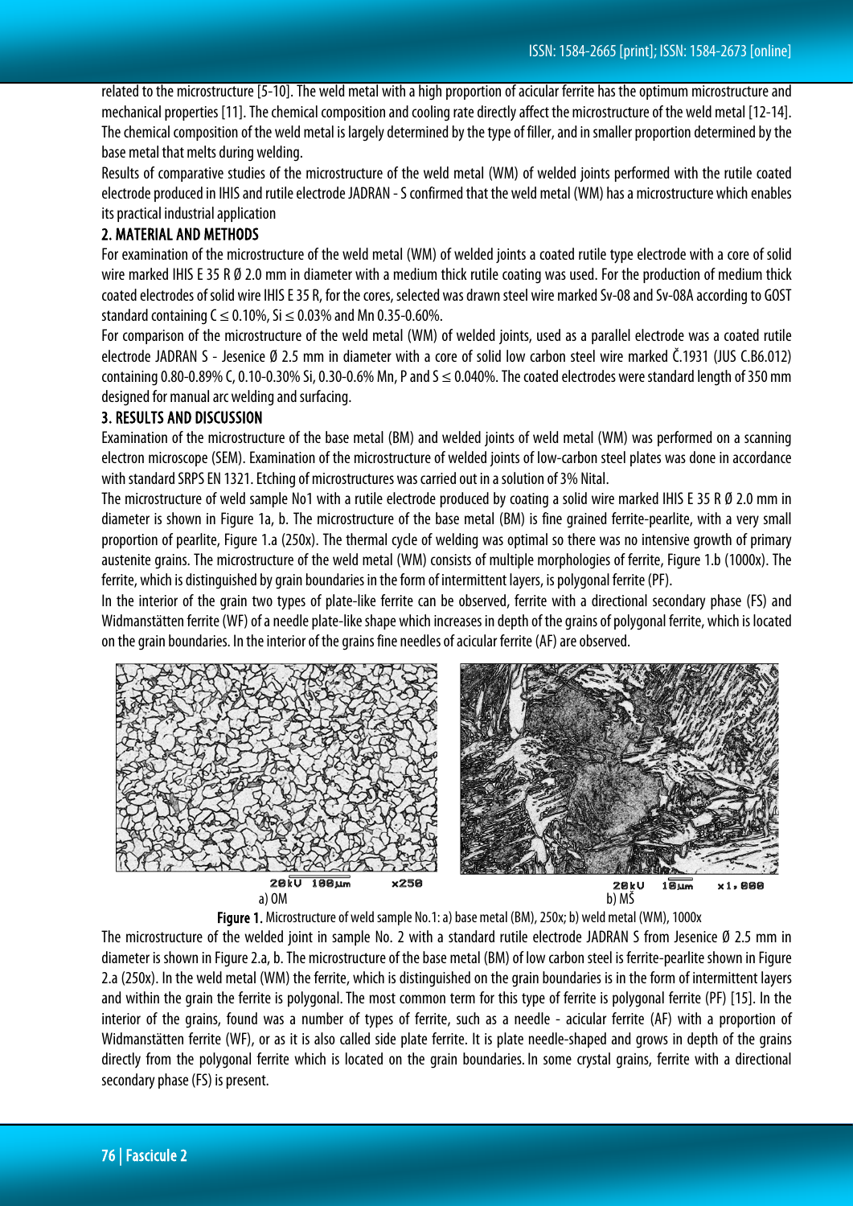related to the microstructure [5-10]. The weld metal with a high proportion of acicular ferrite has the optimum microstructure and mechanical properties [11]. The chemical composition and cooling rate directly affect the microstructure of the weld metal [12-14]. The chemical composition of the weld metal is largely determined by the type of filler, and in smaller proportion determined by the base metal that melts during welding.

Results of comparative studies of the microstructure of the weld metal (WM) of welded joints performed with the rutile coated electrode produced in IHIS and rutile electrode JADRAN - S confirmed that the weld metal (WM) has a microstructure which enables its practical industrial application

## 2. MATERIAL AND METHODS

For examination of the microstructure of the weld metal (WM) of welded joints a coated rutile type electrode with a core of solid wire marked IHIS E 35 R Ø 2.0 mm in diameter with a medium thick rutile coating was used. For the production of medium thick coated electrodes of solid wire IHIS E 35 R, for the cores, selected was drawn steel wire marked Sv-08 and Sv-08A according to GOST standard containing C ≤ 0.10%, Si ≤ 0.03% and Mn 0.35-0.60%.

For comparison of the microstructure of the weld metal (WM) of welded joints, used as a parallel electrode was a coated rutile electrode JADRAN S - Jesenice Ø 2.5 mm in diameter with a core of solid low carbon steel wire marked Č.1931 (JUS C.B6.012) containing 0.80-0.89% C, 0.10-0.30% Si, 0.30-0.6% Mn, P and S ≤ 0.040%. The coated electrodes were standard length of 350 mm designed for manual arc welding and surfacing.

## 3. RESULTS AND DISCUSSION

Examination of the microstructure of the base metal (BM) and welded joints of weld metal (WM) was performed on a scanning electron microscope (SEM). Examination of the microstructure of welded joints of low-carbon steel plates was done in accordance with standard SRPS EN 1321. Etching of microstructures was carried out in a solution of 3% Nital.

The microstructure of weld sample No1 with a rutile electrode produced by coating a solid wire marked IHIS E 35 R Ø 2.0 mm in diameter is shown in Figure 1a, b. The microstructure of the base metal (BM) is fine grained ferrite-pearlite, with a very small proportion of pearlite, Figure 1.a (250x). The thermal cycle of welding was optimal so there was no intensive growth of primary austenite grains. The microstructure of the weld metal (WM) consists of multiple morphologies of ferrite, Figure 1.b (1000x). The ferrite, which is distinguished by grain boundaries in the form of intermittent layers, is polygonal ferrite (PF).

In the interior of the grain two types of plate-like ferrite can be observed, ferrite with a directional secondary phase (FS) and Widmanstätten ferrite (WF) of a needle plate-like shape which increases in depth of the grains of polygonal ferrite, which is located on the grain boundaries. In the interior of the grains fine needles of acicular ferrite (AF) are observed.

a) OM b) MŠ

Figure 1. Microstructure of weld sample No.1: a) base metal (BM), 250x; b) weld metal (WM), 1000x

The microstructure of the welded joint in sample No. 2 with a standard rutile electrode JADRAN S from Jesenice Ø 2.5 mm in diameter is shown in Figure 2.a, b. The microstructure of the base metal (BM) of low carbon steel is ferrite-pearlite shown in Figure 2.a (250x). In the weld metal (WM) the ferrite, which is distinguished on the grain boundaries is in the form of intermittent layers and within the grain the ferrite is polygonal. The most common term for this type of ferrite is polygonal ferrite (PF) [15]. In the interior of the grains, found was a number of types of ferrite, such as a needle - acicular ferrite (AF) with a proportion of Widmanstätten ferrite (WF), or as it is also called side plate ferrite. It is plate needle-shaped and grows in depth of the grains directly from the polygonal ferrite which is located on the grain boundaries. In some crystal grains, ferrite with a directional secondary phase (FS) is present.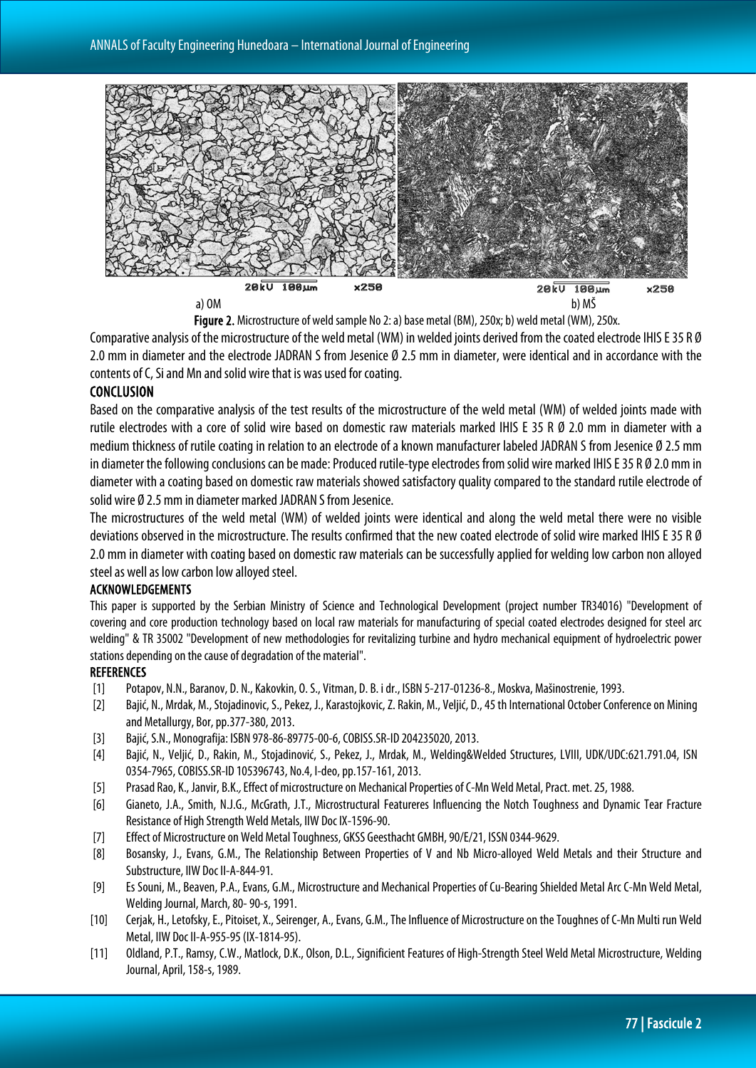a) OM b) MŠ

**Figure 2.** Microstructure of weld sample No 2: a) base metal (BM), 250x; b) weld metal (WM), 250x.

Comparative analysis of the microstructure of the weld metal (WM) in welded joints derived from the coated electrode IHIS E 35 R Ø 2.0 mm in diameter and the electrode JADRAN S from Jesenice Ø 2.5 mm in diameter, were identical and in accordance with the contents of C, Si and Mn and solid wire that is was used for coating.

## CONCLUSION

Based on the comparative analysis of the test results of the microstructure of the weld metal (WM) of welded joints made with rutile electrodes with a core of solid wire based on domestic raw materials marked IHIS E 35 R Ø 2.0 mm in diameter with a medium thickness of rutile coating in relation to an electrode of a known manufacturer labeled JADRAN S from Jesenice Ø 2.5 mm in diameter the following conclusions can be made: Produced rutile-type electrodes from solid wire marked IHIS E 35 R Ø 2.0 mm in diameter with a coating based on domestic raw materials showed satisfactory quality compared to the standard rutile electrode of solid wire Ø 2.5 mm in diameter marked JADRAN S from Jesenice.

The microstructures of the weld metal (WM) of welded joints were identical and along the weld metal there were no visible deviations observed in the microstructure. The results confirmed that the new coated electrode of solid wire marked IHIS E 35 R Ø 2.0 mm in diameter with coating based on domestic raw materials can be successfully applied for welding low carbon non alloyed steel as well as low carbon low alloyed steel.

## ACKNOWLEDGEMENTS

This paper is supported by the Serbian Ministry of Science and Technological Development (project number TR34016) "Development of covering and core production technology based on local raw materials for manufacturing of special coated electrodes designed for steel arc welding" & TR 35002 "Development of new methodologies for revitalizing turbine and hydro mechanical equipment of hydroelectric power stations depending on the cause of degradation of the material".

## REFERENCES

[1] Potapov, N.N., Baranov, D. N., Kakovkin, O. S., Vitman, D. B. i dr., ISBN 5-217-01236-8., Moskva, Mašinostrenie, 1993.

[2] Bajić, N., Mrdak, M., Stojadinovic, S., Pekez, J., Karastojkovic, Z. Rakin, M., Veljić, D., 45 th International October Conference on Mining and Metallurgy, Bor, pp.377-380, 2013.

[3] Bajić, S.N., Monografija: ISBN 978-86-89775-00-6, COBISS.SR-ID 204235020, 2013.

[4] Bajić, N., Veljić, D., Rakin, M., Stojadinović, S., Pekez, J., Mrdak, M., Welding&Welded Structures, LVIII, UDK/UDC:621.791.04, ISN 0354-7965, COBISS.SR-ID 105396743, No.4, I-deo, pp.157-161, 2013.

[5] Prasad Rao, K., Janvir, B.K., Effect of microstructure on Mechanical Properties of C-Mn Weld Metal, Pract. met. 25, 1988.

[6] Gianeto, J.A., Smith, N.J.G., McGrath, J.T., Microstructural Featureres Influencing the Notch Toughness and Dynamic Tear Fracture Resistance of High Strength Weld Metals, IIW Doc IX-1596-90.

[7] Effect of Microstructure on Weld Metal Toughness, GKSS Geesthacht GMBH, 90/E/21, ISSN 0344-9629.

[8] Bosansky, J., Evans, G.M., The Relationship Between Properties of V and Nb Micro-alloyed Weld Metals and their Structure and Substructure, IIW Doc II-A-844-91.

[9] Es Souni, M., Beaven, P.A., Evans, G.M., Microstructure and Mechanical Properties of Cu-Bearing Shielded Metal Arc C-Mn Weld Metal, Welding Journal, March, 80- 90-s, 1991.

[10] Cerjak, H., Letofsky, E., Pitoiset, X., Seirenger, A., Evans, G.M., The Influence of Microstructure on the Toughnes of C-Mn Multi run Weld Metal, IIW Doc II-A-955-95 (IX-1814-95).

[11] Oldland, P.T., Ramsy, C.W., Matlock, D.K., Olson, D.L., Significient Features of High-Strength Steel Weld Metal Microstructure, Welding Journal, April, 158-s, 1989.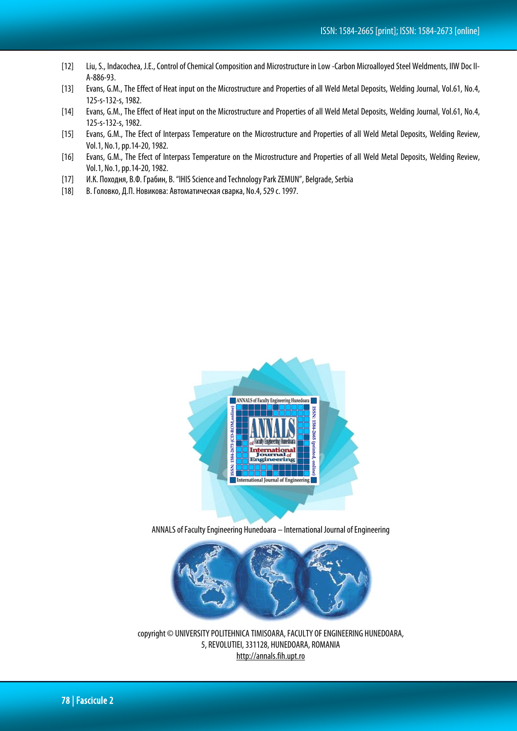[12] Liu, S., Indacochea, J.E., Control of Chemical Composition and Microstructure in Low -Carbon Microalloyed Steel Weldments, IIW Doc II-A-886-93.

[13] Evans, G.M., The Effect of Heat input on the Microstructure and Properties of all Weld Metal Deposits, Welding Journal, Vol.61, No.4, 125-s-132-s, 1982.

[14] Evans, G.M., The Effect of Heat input on the Microstructure and Properties of all Weld Metal Deposits, Welding Journal, Vol.61, No.4, 125-s-132-s, 1982.

[15] Evans, G.M., The Efect of Interpass Temperature on the Microstructure and Properties of all Weld Metal Deposits, Welding Review, Vol.1, No.1, pp.14-20, 1982.

[16] Evans, G.M., The Efect of Interpass Temperature on the Microstructure and Properties of all Weld Metal Deposits, Welding Review, Vol.1, No.1, pp.14-20, 1982.

[17] И.К. Походня, В.Ф. Грабин, В. "IHIS Science and Technology Park ZEMUN", Belgrade, Serbia

[18] В. Головко, Д.П. Новикова: Автоматическая сварка, No.4, 529 c. 1997.

ANNALS of Faculty Engineering Hunedoara – International Journal of Engineering

copyright © UNIVERSITY POLITEHNICA TIMISOARA, FACULTY OF ENGINEERING HUNEDOARA,
5, REVOLUTIEI, 331128, HUNEDOARA, ROMANIA
http://annals.fih.upt.ro